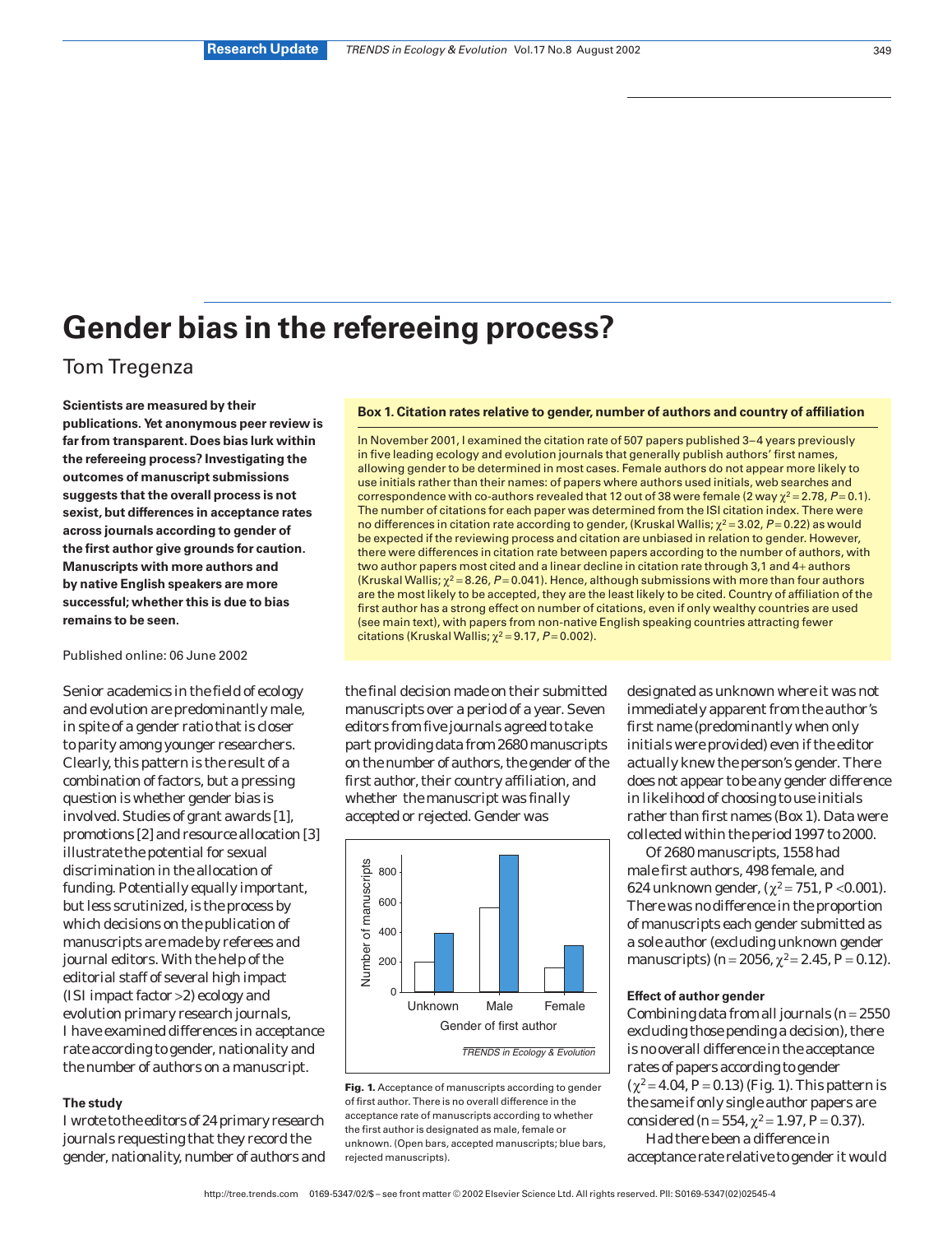# Gender bias in the refereeing process?

Tom Tregenza

**Scientists are measured by their publications. Yet anonymous peer review is far from transparent. Does bias lurk within the refereeing process? Investigating the outcomes of manuscript submissions suggests that the overall process is not sexist, but differences in acceptance rates across journals according to gender of the first author give grounds for caution. Manuscripts with more authors and by native English speakers are more successful; whether this is due to bias remains to be seen.**

Published online: 06 June 2002

Senior academics in the field of ecology and evolution are predominantly male, in spite of a gender ratio that is closer to parity among younger researchers. Clearly, this pattern is the result of a combination of factors, but a pressing question is whether gender bias is involved. Studies of grant awards [1], promotions [2] and resource allocation [3] illustrate the potential for sexual discrimination in the allocation of funding. Potentially equally important, but less scrutinized, is the process by which decisions on the publication of manuscripts are made by referees and journal editors. With the help of the editorial staff of several high impact (ISI impact factor >2) ecology and evolution primary research journals, I have examined differences in acceptance rate according to gender, nationality and the number of authors on a manuscript.

### Box 1. Citation rates relative to gender, number of authors and country of affiliation

In November 2001, I examined the citation rate of 507 papers published 3–4 years previously in five leading ecology and evolution journals that generally publish authors' first names, allowing gender to be determined in most cases. Female authors do not appear more likely to use initials rather than their names: of papers where authors used initials, web searches and correspondence with co-authors revealed that 12 out of 38 were female (2 way $\chi^2 = 2.78$, $P = 0.1$). The number of citations for each paper was determined from the ISI citation index. There were no differences in citation rate according to gender, (Kruskal Wallis; $\chi^2 = 3.02$, $P = 0.22$) as would be expected if the reviewing process and citation are unbiased in relation to gender. However, there were differences in citation rate between papers according to the number of authors, with two author papers most cited and a linear decline in citation rate through 3,1 and 4+ authors (Kruskal Wallis; $\chi^2 = 8.26$, $P = 0.041$). Hence, although submissions with more than four authors are the most likely to be accepted, they are the least likely to be cited. Country of affiliation of the first author has a strong effect on number of citations, even if only wealthy countries are used (see main text), with papers from non-native English speaking countries attracting fewer citations (Kruskal Wallis; $\chi^2 = 9.17$, $P = 0.002$).

### The study

I wrote to the editors of 24 primary research journals requesting that they record the gender, nationality, number of authors and the final decision made on their submitted manuscripts over a period of a year. Seven editors from five journals agreed to take part providing data from 2680 manuscripts on the number of authors, the gender of the first author, their country affiliation, and whether the manuscript was finally accepted or rejected. Gender was designated as unknown where it was not immediately apparent from the author's first name (predominantly when only initials were provided) even if the editor actually knew the person's gender. There does not appear to be any gender difference in likelihood of choosing to use initials rather than first names (Box 1). Data were collected within the period 1997 to 2000.

Of 2680 manuscripts, 1558 had male first authors, 498 female, and 624 unknown gender, ($\chi^2 = 751$, $P < 0.001$). There was no difference in the proportion of manuscripts each gender submitted as a sole author (excluding unknown gender manuscripts) ($n = 2056$, $\chi^2 = 2.45$, $P = 0.12$).

**Fig. 1.** Acceptance of manuscripts according to gender of first author. There is no overall difference in the acceptance rate of manuscripts according to whether the first author is designated as male, female or unknown. (Open bars, accepted manuscripts; blue bars, rejected manuscripts).

### Effect of author gender

Combining data from all journals ($n = 2550$ excluding those pending a decision), there is no overall difference in the acceptance rates of papers according to gender ($\chi^2 = 4.04$, $P = 0.13$) (Fig. 1). This pattern is the same if only single author papers are considered ($n = 554$, $\chi^2 = 1.97$, $P = 0.37$).

Had there been a difference in acceptance rate relative to gender it would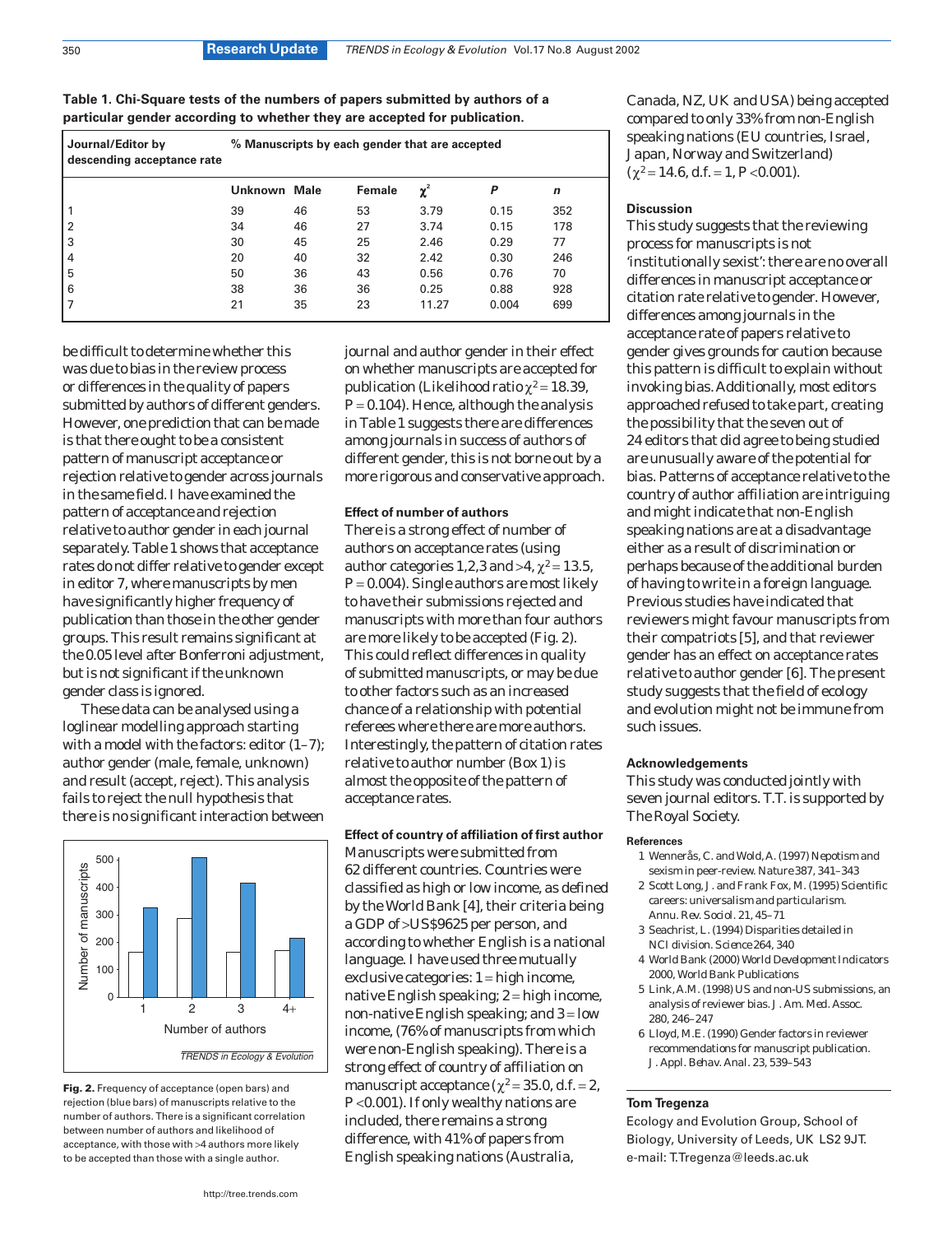**Table 1. Chi-Square tests of the numbers of papers submitted by authors of a particular gender according to whether they are accepted for publication.**

| Journal/Editor by descending acceptance rate | % Manuscripts by each gender that are accepted | | | | | |
|---|---|---|---|---|---|---|
| | Unknown | Male | Female | $\chi^2$ | *P* | *n* |
| 1 | 39 | 46 | 53 | 3.79 | 0.15 | 352 |
| 2 | 34 | 46 | 27 | 3.74 | 0.15 | 178 |
| 3 | 30 | 45 | 25 | 2.46 | 0.29 | 77 |
| 4 | 20 | 40 | 32 | 2.42 | 0.30 | 246 |
| 5 | 50 | 36 | 43 | 0.56 | 0.76 | 70 |
| 6 | 38 | 36 | 36 | 0.25 | 0.88 | 928 |
| 7 | 21 | 35 | 23 | 11.27 | 0.004 | 699 |

be difficult to determine whether this was due to bias in the review process or differences in the quality of papers submitted by authors of different genders. However, one prediction that can be made is that there ought to be a consistent pattern of manuscript acceptance or rejection relative to gender across journals in the same field. I have examined the pattern of acceptance and rejection relative to author gender in each journal separately. Table 1 shows that acceptance rates do not differ relative to gender except in editor 7, where manuscripts by men have significantly higher frequency of publication than those in the other gender groups. This result remains significant at the 0.05 level after Bonferroni adjustment, but is not significant if the unknown gender class is ignored.

These data can be analysed using a loglinear modelling approach starting with a model with the factors: editor (1–7); author gender (male, female, unknown) and result (accept, reject). This analysis fails to reject the null hypothesis that there is no significant interaction between journal and author gender in their effect on whether manuscripts are accepted for publication (Likelihood ratio $\chi^2 = 18.39$, $P = 0.104$). Hence, although the analysis in Table 1 suggests there are differences among journals in success of authors of different gender, this is not borne out by a more rigorous and conservative approach.

500
400
300
200
100
0
Number of manuscripts
1
2
3
4+
Number of authors
TRENDS in Ecology & Evolution

**Fig. 2.** Frequency of acceptance (open bars) and rejection (blue bars) of manuscripts relative to the number of authors. There is a significant correlation between number of authors and likelihood of acceptance, with those with >4 authors more likely to be accepted than those with a single author.

### Effect of number of authors

There is a strong effect of number of authors on acceptance rates (using author categories 1,2,3 and >4, $\chi^2 = 13.5$, $P = 0.004$). Single authors are most likely to have their submissions rejected and manuscripts with more than four authors are more likely to be accepted (Fig. 2). This could reflect differences in quality of submitted manuscripts, or may be due to other factors such as an increased chance of a relationship with potential referees where there are more authors. Interestingly, the pattern of citation rates relative to author number (Box 1) is almost the opposite of the pattern of acceptance rates.

### Effect of country of affiliation of first author

Manuscripts were submitted from 62 different countries. Countries were classified as high or low income, as defined by the World Bank [4], their criteria being a GDP of >US$9625 per person, and according to whether English is a national language. I have used three mutually exclusive categories: 1 = high income, native English speaking; 2 = high income, non-native English speaking; and 3 = low income, (76% of manuscripts from which were non-English speaking). There is a strong effect of country of affiliation on manuscript acceptance ($\chi^2 = 35.0$, d.f. = 2, $P < 0.001$). If only wealthy nations are included, there remains a strong difference, with 41% of papers from English speaking nations (Australia, Canada, NZ, UK and USA) being accepted compared to only 33% from non-English speaking nations (EU countries, Israel, Japan, Norway and Switzerland) ($\chi^2 = 14.6$, d.f. = 1, $P < 0.001$).

### Discussion

This study suggests that the reviewing process for manuscripts is not 'institutionally sexist': there are no overall differences in manuscript acceptance or citation rate relative to gender. However, differences among journals in the acceptance rate of papers relative to gender gives grounds for caution because this pattern is difficult to explain without invoking bias. Additionally, most editors approached refused to take part, creating the possibility that the seven out of 24 editors that did agree to being studied are unusually aware of the potential for bias. Patterns of acceptance relative to the country of author affiliation are intriguing and might indicate that non-English speaking nations are at a disadvantage either as a result of discrimination or perhaps because of the additional burden of having to write in a foreign language. Previous studies have indicated that reviewers might favour manuscripts from their compatriots [5], and that reviewer gender has an effect on acceptance rates relative to author gender [6]. The present study suggests that the field of ecology and evolution might not be immune from such issues.

### Acknowledgements

This study was conducted jointly with seven journal editors. T.T. is supported by The Royal Society.

### References

1. Wennerås, C. and Wold, A. (1997) Nepotism and sexism in peer-review. *Nature* 387, 341–343
2. Scott Long, J. and Frank Fox, M. (1995) Scientific careers: universalism and particularism. *Annu. Rev. Sociol.* 21, 45–71
3. Seachrist, L. (1994) Disparities detailed in NCI division. *Science* 264, 340
4. World Bank (2000) *World Development Indicators 2000*, World Bank Publications
5. Link, A.M. (1998) US and non-US submissions, an analysis of reviewer bias. *J. Am. Med. Assoc.* 280, 246–247
6. Lloyd, M.E. (1990) Gender factors in reviewer recommendations for manuscript publication. *J. Appl. Behav. Anal.* 23, 539–543

**Tom Tregenza**

Ecology and Evolution Group, School of Biology, University of Leeds, UK LS2 9JT.
e-mail: T.Tregenza@leeds.ac.uk